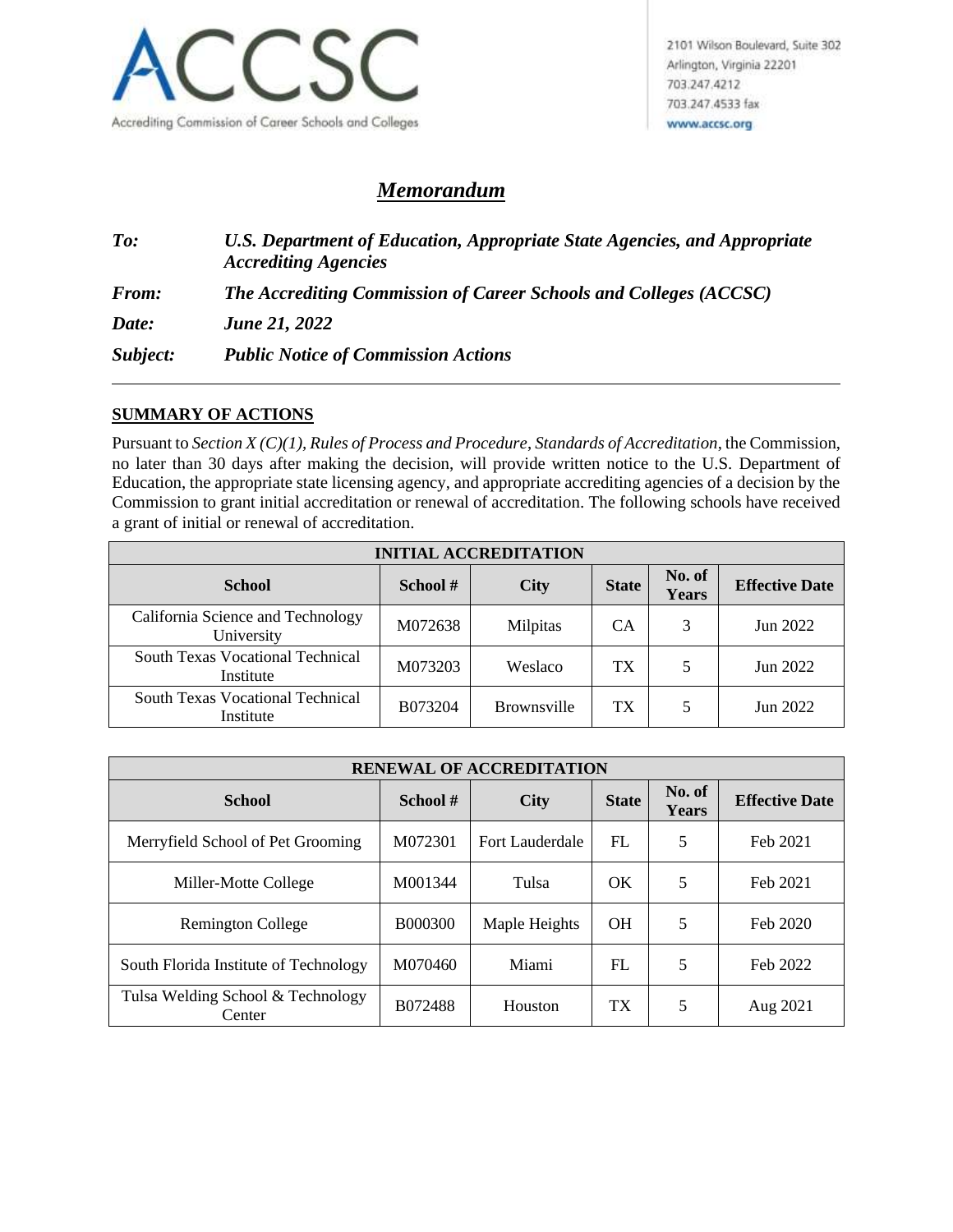ACCSC

Accrediting Commission of Career Schools and Colleges

2101 Wilson Boulevard, Suite 302
Arlington, Virginia 22201
703.247.4212
703.247.4533 fax
www.accsc.org

# *Memorandum*

***To:*** ***U.S. Department of Education, Appropriate State Agencies, and Appropriate Accrediting Agencies***

***From:*** ***The Accrediting Commission of Career Schools and Colleges (ACCSC)***

***Date:*** ***June 21, 2022***

***Subject:*** ***Public Notice of Commission Actions***

---

## SUMMARY OF ACTIONS

Pursuant to *Section X (C)(1), Rules of Process and Procedure, Standards of Accreditation,* the Commission, no later than 30 days after making the decision, will provide written notice to the U.S. Department of Education, the appropriate state licensing agency, and appropriate accrediting agencies of a decision by the Commission to grant initial accreditation or renewal of accreditation. The following schools have received a grant of initial or renewal of accreditation.

| INITIAL ACCREDITATION | | | | | |
|---|---|---|---|---|---|
| **School** | **School #** | **City** | **State** | **No. of Years** | **Effective Date** |
| California Science and Technology University | M072638 | Milpitas | CA | 3 | Jun 2022 |
| South Texas Vocational Technical Institute | M073203 | Weslaco | TX | 5 | Jun 2022 |
| South Texas Vocational Technical Institute | B073204 | Brownsville | TX | 5 | Jun 2022 |

| RENEWAL OF ACCREDITATION | | | | | |
|---|---|---|---|---|---|
| **School** | **School #** | **City** | **State** | **No. of Years** | **Effective Date** |
| Merryfield School of Pet Grooming | M072301 | Fort Lauderdale | FL | 5 | Feb 2021 |
| Miller-Motte College | M001344 | Tulsa | OK | 5 | Feb 2021 |
| Remington College | B000300 | Maple Heights | OH | 5 | Feb 2020 |
| South Florida Institute of Technology | M070460 | Miami | FL | 5 | Feb 2022 |
| Tulsa Welding School & Technology Center | B072488 | Houston | TX | 5 | Aug 2021 |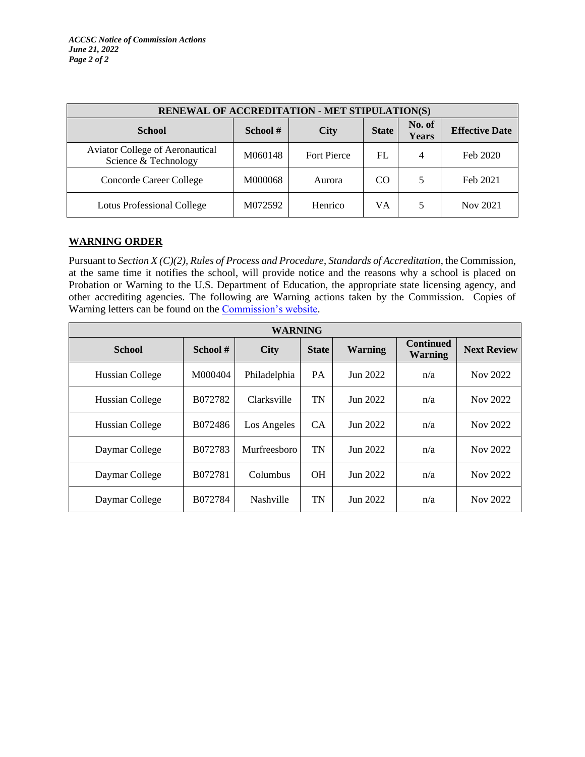| RENEWAL OF ACCREDITATION - MET STIPULATION(S) | | | | | |
|---|---|---|---|---|---|
| **School** | **School #** | **City** | **State** | **No. of Years** | **Effective Date** |
| Aviator College of Aeronautical Science & Technology | M060148 | Fort Pierce | FL | 4 | Feb 2020 |
| Concorde Career College | M000068 | Aurora | CO | 5 | Feb 2021 |
| Lotus Professional College | M072592 | Henrico | VA | 5 | Nov 2021 |

## WARNING ORDER

Pursuant to *Section X (C)(2), Rules of Process and Procedure, Standards of Accreditation*, the Commission, at the same time it notifies the school, will provide notice and the reasons why a school is placed on Probation or Warning to the U.S. Department of Education, the appropriate state licensing agency, and other accrediting agencies. The following are Warning actions taken by the Commission. Copies of Warning letters can be found on the Commission's website.

| WARNING | | | | | | |
|---|---|---|---|---|---|---|
| **School** | **School #** | **City** | **State** | **Warning** | **Continued Warning** | **Next Review** |
| Hussian College | M000404 | Philadelphia | PA | Jun 2022 | n/a | Nov 2022 |
| Hussian College | B072782 | Clarksville | TN | Jun 2022 | n/a | Nov 2022 |
| Hussian College | B072486 | Los Angeles | CA | Jun 2022 | n/a | Nov 2022 |
| Daymar College | B072783 | Murfreesboro | TN | Jun 2022 | n/a | Nov 2022 |
| Daymar College | B072781 | Columbus | OH | Jun 2022 | n/a | Nov 2022 |
| Daymar College | B072784 | Nashville | TN | Jun 2022 | n/a | Nov 2022 |